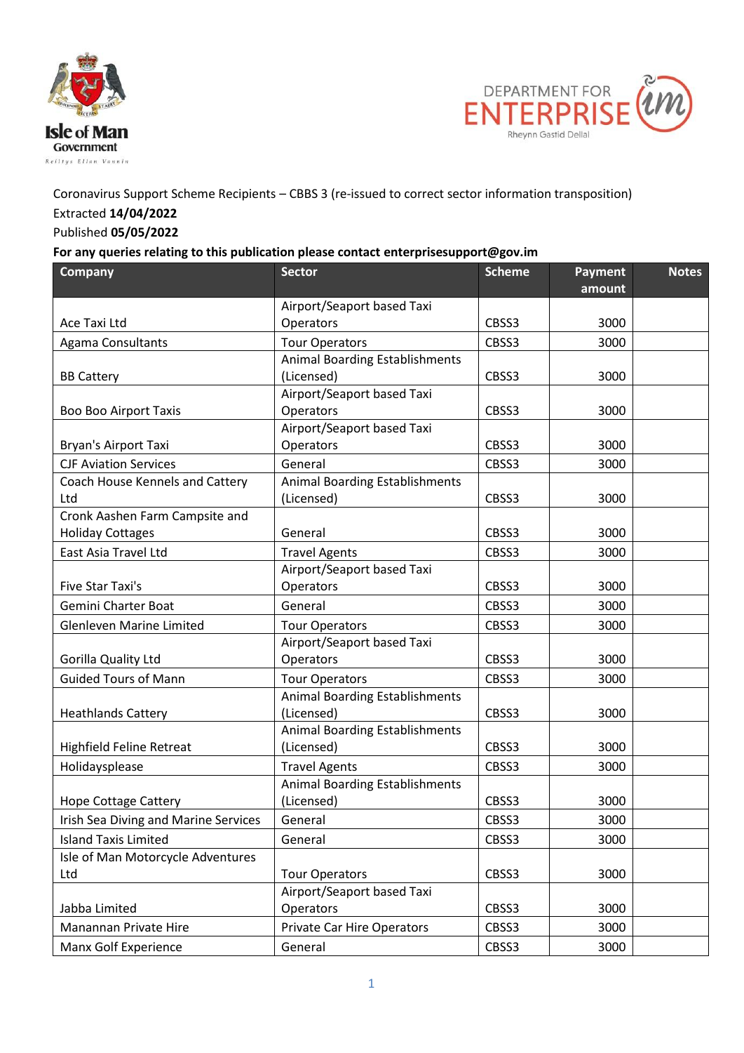Isle of Man Government

Reiltys Ellan Vannin

DEPARTMENT FOR ENTERPRISE

Rheynn Gastid Dellal

Coronavirus Support Scheme Recipients – CBBS 3 (re-issued to correct sector information transposition)

Extracted **14/04/2022**

Published **05/05/2022**

**For any queries relating to this publication please contact enterprisesupport@gov.im**

| Company | Sector | Scheme | Payment amount | Notes |
|---|---|---|---|---|
| Ace Taxi Ltd | Airport/Seaport based Taxi Operators | CBSS3 | 3000 | |
| Agama Consultants | Tour Operators | CBSS3 | 3000 | |
| BB Cattery | Animal Boarding Establishments (Licensed) | CBSS3 | 3000 | |
| Boo Boo Airport Taxis | Airport/Seaport based Taxi Operators | CBSS3 | 3000 | |
| Bryan's Airport Taxi | Airport/Seaport based Taxi Operators | CBSS3 | 3000 | |
| CJF Aviation Services | General | CBSS3 | 3000 | |
| Coach House Kennels and Cattery Ltd | Animal Boarding Establishments (Licensed) | CBSS3 | 3000 | |
| Cronk Aashen Farm Campsite and Holiday Cottages | General | CBSS3 | 3000 | |
| East Asia Travel Ltd | Travel Agents | CBSS3 | 3000 | |
| Five Star Taxi's | Airport/Seaport based Taxi Operators | CBSS3 | 3000 | |
| Gemini Charter Boat | General | CBSS3 | 3000 | |
| Glenleven Marine Limited | Tour Operators | CBSS3 | 3000 | |
| Gorilla Quality Ltd | Airport/Seaport based Taxi Operators | CBSS3 | 3000 | |
| Guided Tours of Mann | Tour Operators | CBSS3 | 3000 | |
| Heathlands Cattery | Animal Boarding Establishments (Licensed) | CBSS3 | 3000 | |
| Highfield Feline Retreat | Animal Boarding Establishments (Licensed) | CBSS3 | 3000 | |
| Holidaysplease | Travel Agents | CBSS3 | 3000 | |
| Hope Cottage Cattery | Animal Boarding Establishments (Licensed) | CBSS3 | 3000 | |
| Irish Sea Diving and Marine Services | General | CBSS3 | 3000 | |
| Island Taxis Limited | General | CBSS3 | 3000 | |
| Isle of Man Motorcycle Adventures Ltd | Tour Operators | CBSS3 | 3000 | |
| Jabba Limited | Airport/Seaport based Taxi Operators | CBSS3 | 3000 | |
| Manannan Private Hire | Private Car Hire Operators | CBSS3 | 3000 | |
| Manx Golf Experience | General | CBSS3 | 3000 | |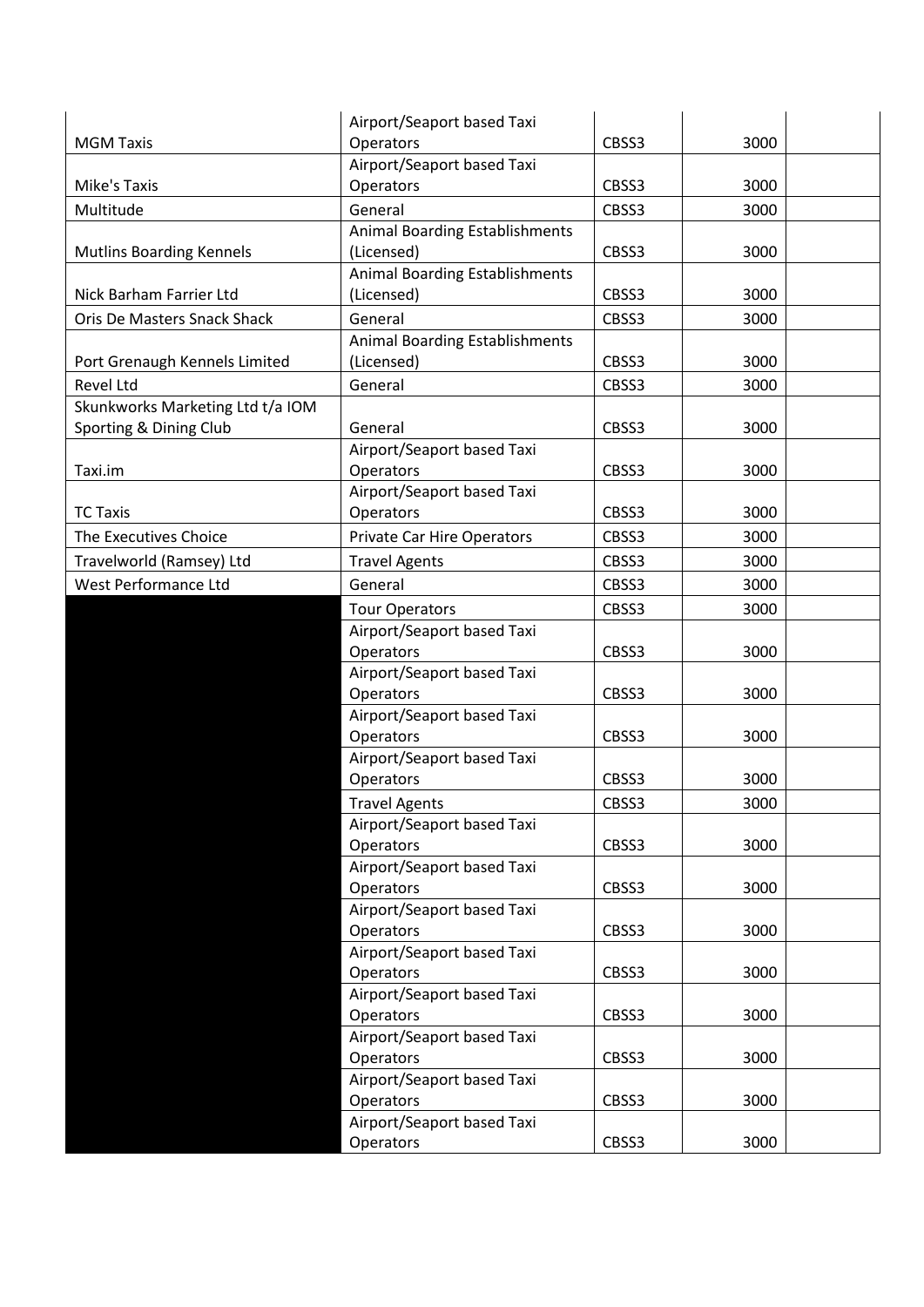| | | | | |
|---|---|---|---|---|
| MGM Taxis | Airport/Seaport based Taxi Operators | CBSS3 | 3000 | |
| Mike's Taxis | Airport/Seaport based Taxi Operators | CBSS3 | 3000 | |
| Multitude | General | CBSS3 | 3000 | |
| Mutlins Boarding Kennels | Animal Boarding Establishments (Licensed) | CBSS3 | 3000 | |
| Nick Barham Farrier Ltd | Animal Boarding Establishments (Licensed) | CBSS3 | 3000 | |
| Oris De Masters Snack Shack | General | CBSS3 | 3000 | |
| Port Grenaugh Kennels Limited | Animal Boarding Establishments (Licensed) | CBSS3 | 3000 | |
| Revel Ltd | General | CBSS3 | 3000 | |
| Skunkworks Marketing Ltd t/a IOM Sporting & Dining Club | General | CBSS3 | 3000 | |
| Taxi.im | Airport/Seaport based Taxi Operators | CBSS3 | 3000 | |
| TC Taxis | Airport/Seaport based Taxi Operators | CBSS3 | 3000 | |
| The Executives Choice | Private Car Hire Operators | CBSS3 | 3000 | |
| Travelworld (Ramsey) Ltd | Travel Agents | CBSS3 | 3000 | |
| West Performance Ltd | General | CBSS3 | 3000 | |
| | Tour Operators | CBSS3 | 3000 | |
| | Airport/Seaport based Taxi Operators | CBSS3 | 3000 | |
| | Airport/Seaport based Taxi Operators | CBSS3 | 3000 | |
| | Airport/Seaport based Taxi Operators | CBSS3 | 3000 | |
| | Airport/Seaport based Taxi Operators | CBSS3 | 3000 | |
| | Travel Agents | CBSS3 | 3000 | |
| | Airport/Seaport based Taxi Operators | CBSS3 | 3000 | |
| | Airport/Seaport based Taxi Operators | CBSS3 | 3000 | |
| | Airport/Seaport based Taxi Operators | CBSS3 | 3000 | |
| | Airport/Seaport based Taxi Operators | CBSS3 | 3000 | |
| | Airport/Seaport based Taxi Operators | CBSS3 | 3000 | |
| | Airport/Seaport based Taxi Operators | CBSS3 | 3000 | |
| | Airport/Seaport based Taxi Operators | CBSS3 | 3000 | |
| | Airport/Seaport based Taxi Operators | CBSS3 | 3000 | |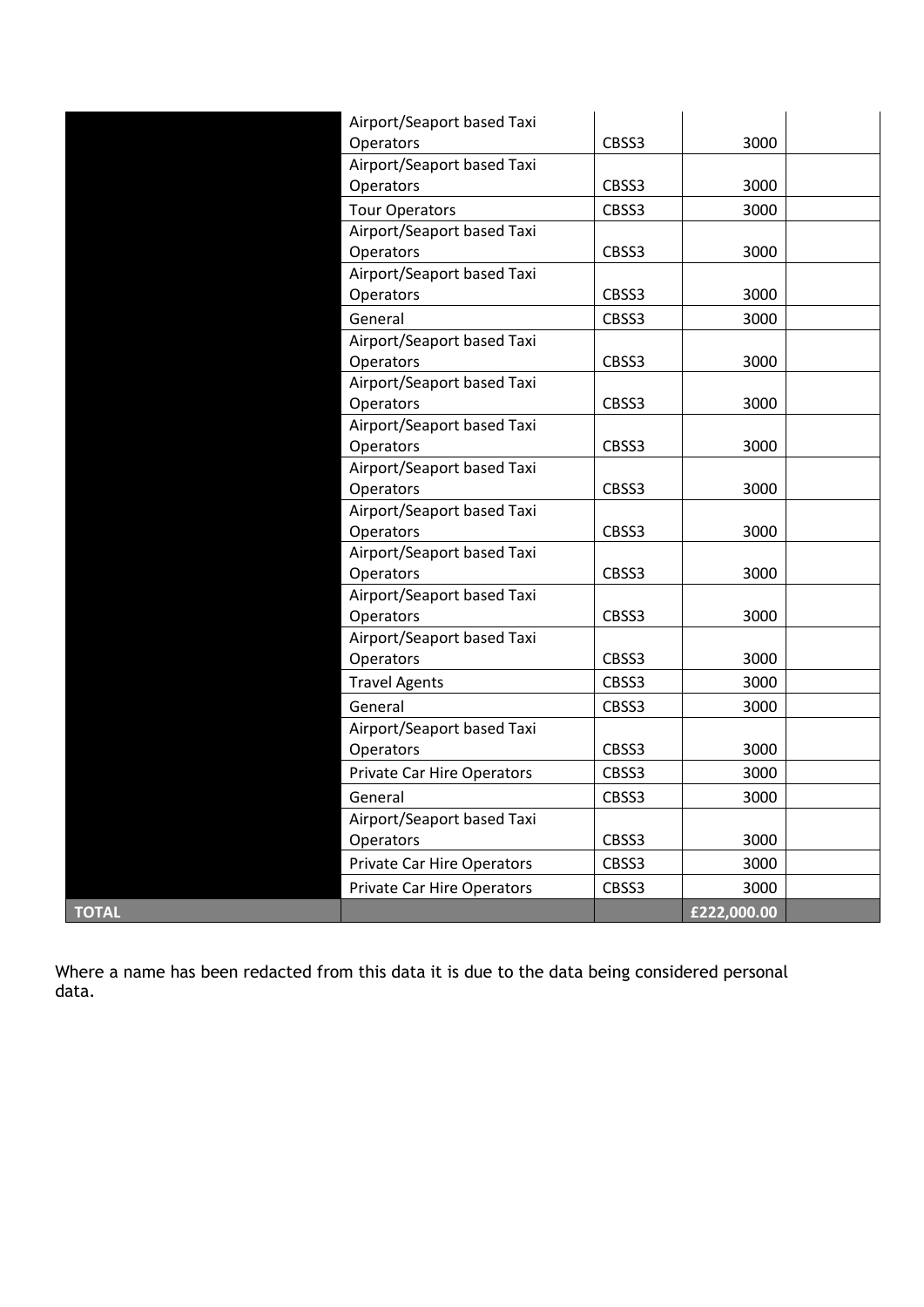| | | | | |
|---|---|---|---|---|
| | Airport/Seaport based Taxi Operators | CBSS3 | 3000 | |
| | Airport/Seaport based Taxi Operators | CBSS3 | 3000 | |
| | Tour Operators | CBSS3 | 3000 | |
| | Airport/Seaport based Taxi Operators | CBSS3 | 3000 | |
| | Airport/Seaport based Taxi Operators | CBSS3 | 3000 | |
| | General | CBSS3 | 3000 | |
| | Airport/Seaport based Taxi Operators | CBSS3 | 3000 | |
| | Airport/Seaport based Taxi Operators | CBSS3 | 3000 | |
| | Airport/Seaport based Taxi Operators | CBSS3 | 3000 | |
| | Airport/Seaport based Taxi Operators | CBSS3 | 3000 | |
| | Airport/Seaport based Taxi Operators | CBSS3 | 3000 | |
| | Airport/Seaport based Taxi Operators | CBSS3 | 3000 | |
| | Airport/Seaport based Taxi Operators | CBSS3 | 3000 | |
| | Airport/Seaport based Taxi Operators | CBSS3 | 3000 | |
| | Travel Agents | CBSS3 | 3000 | |
| | General | CBSS3 | 3000 | |
| | Airport/Seaport based Taxi Operators | CBSS3 | 3000 | |
| | Private Car Hire Operators | CBSS3 | 3000 | |
| | General | CBSS3 | 3000 | |
| | Airport/Seaport based Taxi Operators | CBSS3 | 3000 | |
| | Private Car Hire Operators | CBSS3 | 3000 | |
| | Private Car Hire Operators | CBSS3 | 3000 | |
| **TOTAL** | | | **£222,000.00** | |

Where a name has been redacted from this data it is due to the data being considered personal data.